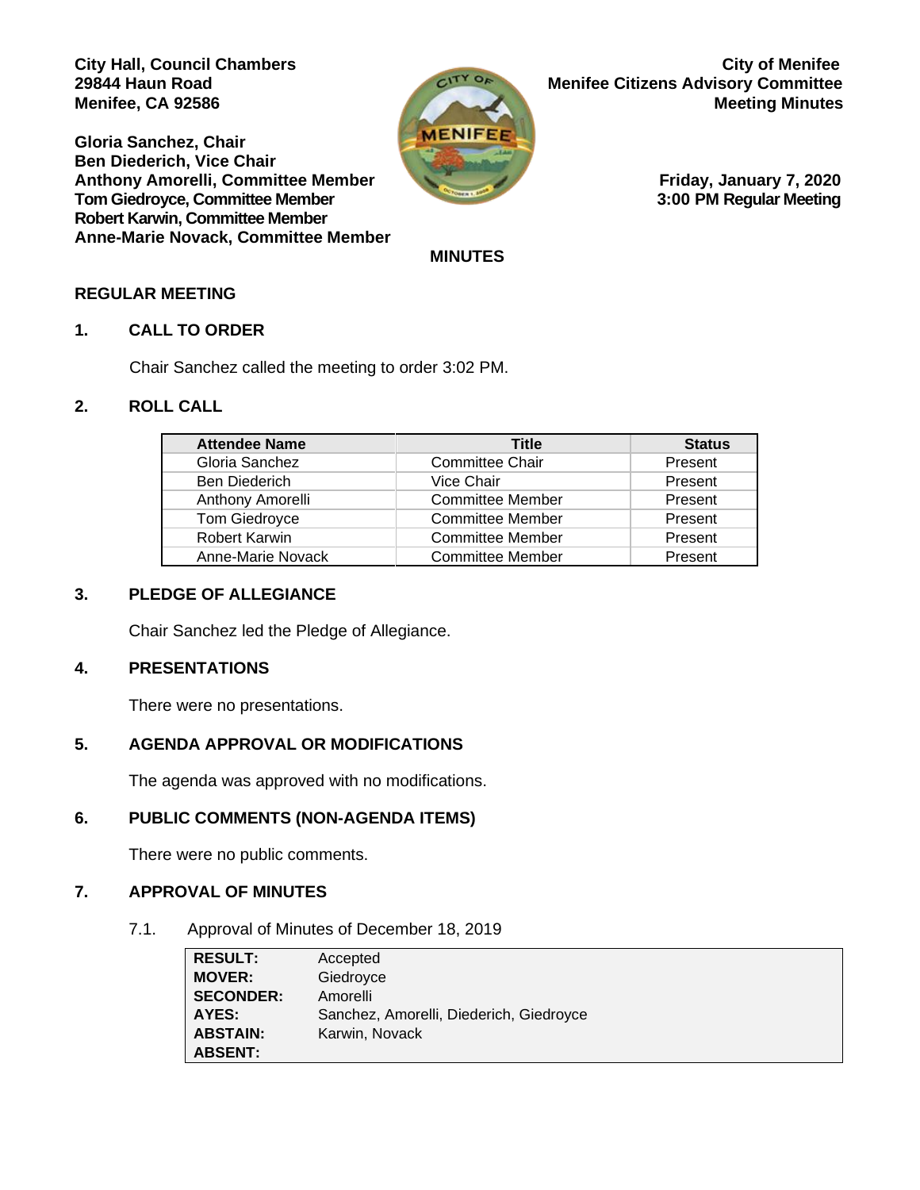**City Hall, Council Chambers**
**29844 Haun Road**
**Menifee, CA 92586**

**City of Menifee**
**Menifee Citizens Advisory Committee**
**Meeting Minutes**

**Gloria Sanchez, Chair**
**Ben Diederich, Vice Chair**
**Anthony Amorelli, Committee Member**
**Tom Giedroyce, Committee Member**
**Robert Karwin, Committee Member**
**Anne-Marie Novack, Committee Member**

**Friday, January 7, 2020**
**3:00 PM Regular Meeting**

**MINUTES**

## REGULAR MEETING

### 1. CALL TO ORDER

Chair Sanchez called the meeting to order 3:02 PM.

### 2. ROLL CALL

| Attendee Name | Title | Status |
|---|---|---|
| Gloria Sanchez | Committee Chair | Present |
| Ben Diederich | Vice Chair | Present |
| Anthony Amorelli | Committee Member | Present |
| Tom Giedroyce | Committee Member | Present |
| Robert Karwin | Committee Member | Present |
| Anne-Marie Novack | Committee Member | Present |

### 3. PLEDGE OF ALLEGIANCE

Chair Sanchez led the Pledge of Allegiance.

### 4. PRESENTATIONS

There were no presentations.

### 5. AGENDA APPROVAL OR MODIFICATIONS

The agenda was approved with no modifications.

### 6. PUBLIC COMMENTS (NON-AGENDA ITEMS)

There were no public comments.

### 7. APPROVAL OF MINUTES

7.1. Approval of Minutes of December 18, 2019

| | |
|---|---|
| **RESULT:** | Accepted |
| **MOVER:** | Giedroyce |
| **SECONDER:** | Amorelli |
| **AYES:** | Sanchez, Amorelli, Diederich, Giedroyce |
| **ABSTAIN:** | Karwin, Novack |
| **ABSENT:** | |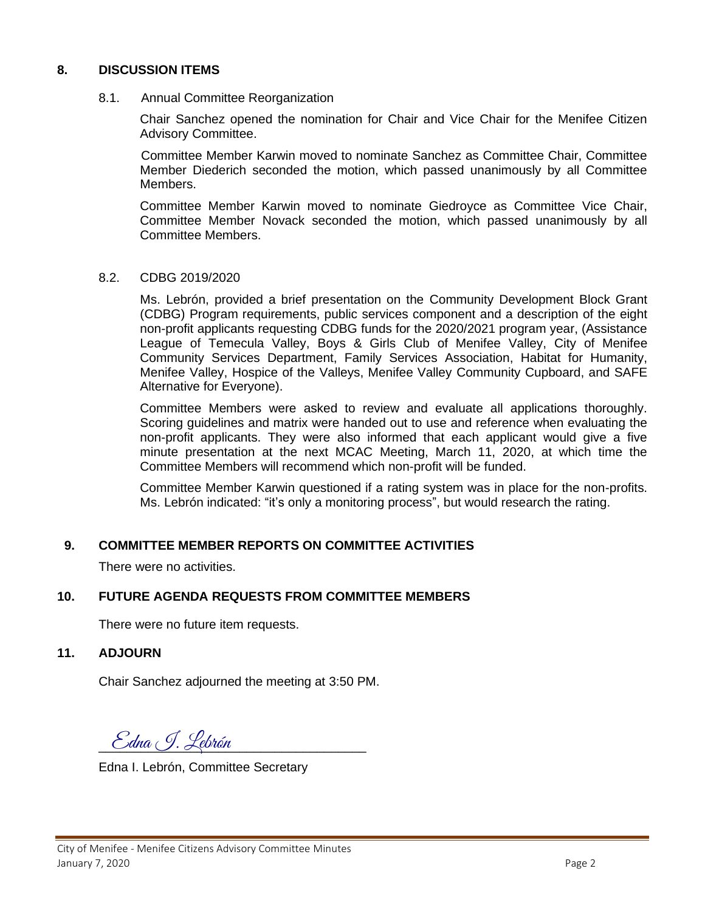## 8. DISCUSSION ITEMS

### 8.1. Annual Committee Reorganization

Chair Sanchez opened the nomination for Chair and Vice Chair for the Menifee Citizen Advisory Committee.

Committee Member Karwin moved to nominate Sanchez as Committee Chair, Committee Member Diederich seconded the motion, which passed unanimously by all Committee Members.

Committee Member Karwin moved to nominate Giedroyce as Committee Vice Chair, Committee Member Novack seconded the motion, which passed unanimously by all Committee Members.

### 8.2. CDBG 2019/2020

Ms. Lebrón, provided a brief presentation on the Community Development Block Grant (CDBG) Program requirements, public services component and a description of the eight non-profit applicants requesting CDBG funds for the 2020/2021 program year, (Assistance League of Temecula Valley, Boys & Girls Club of Menifee Valley, City of Menifee Community Services Department, Family Services Association, Habitat for Humanity, Menifee Valley, Hospice of the Valleys, Menifee Valley Community Cupboard, and SAFE Alternative for Everyone).

Committee Members were asked to review and evaluate all applications thoroughly. Scoring guidelines and matrix were handed out to use and reference when evaluating the non-profit applicants. They were also informed that each applicant would give a five minute presentation at the next MCAC Meeting, March 11, 2020, at which time the Committee Members will recommend which non-profit will be funded.

Committee Member Karwin questioned if a rating system was in place for the non-profits. Ms. Lebrón indicated: "it's only a monitoring process", but would research the rating.

## 9. COMMITTEE MEMBER REPORTS ON COMMITTEE ACTIVITIES

There were no activities.

## 10. FUTURE AGENDA REQUESTS FROM COMMITTEE MEMBERS

There were no future item requests.

## 11. ADJOURN

Chair Sanchez adjourned the meeting at 3:50 PM.

Edna I. Lebrón

Edna I. Lebrón, Committee Secretary

City of Menifee - Menifee Citizens Advisory Committee Minutes
January 7, 2020